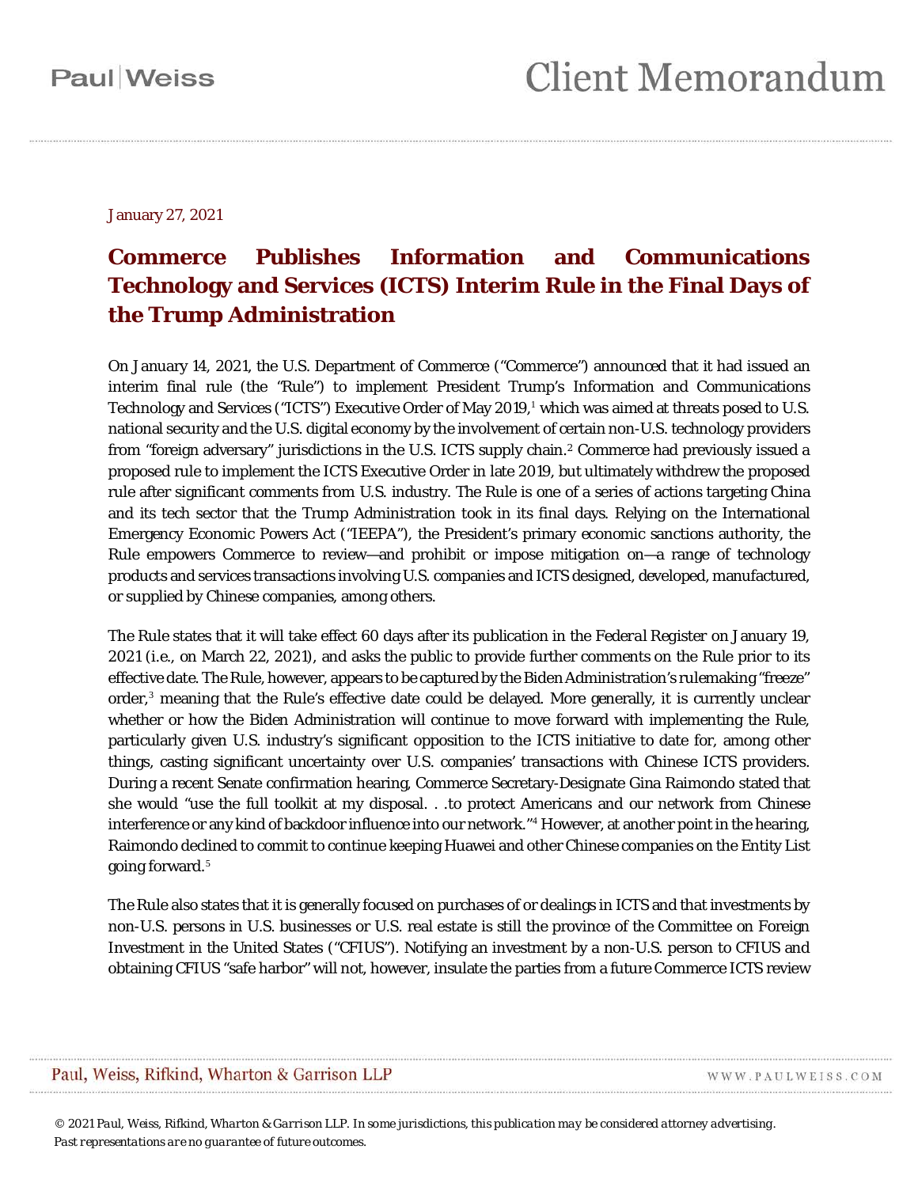January 27, 2021

# Commerce Publishes Information and Communications Technology and Services (ICTS) Interim Rule in the Final Days of the Trump Administration

On January 14, 2021, the U.S. Department of Commerce ("Commerce") announced that it had issued an interim final rule (the "Rule") to implement President Trump's Information and Communications Technology and Services ("ICTS") Executive Order of May 2019,[1] which was aimed at threats posed to U.S. national security and the U.S. digital economy by the involvement of certain non-U.S. technology providers from "foreign adversary" jurisdictions in the U.S. ICTS supply chain.[2] Commerce had previously issued a proposed rule to implement the ICTS Executive Order in late 2019, but ultimately withdrew the proposed rule after significant comments from U.S. industry. The Rule is one of a series of actions targeting China and its tech sector that the Trump Administration took in its final days. Relying on the International Emergency Economic Powers Act ("IEEPA"), the President's primary economic sanctions authority, the Rule empowers Commerce to review—and prohibit or impose mitigation on—a range of technology products and services transactions involving U.S. companies and ICTS designed, developed, manufactured, or supplied by Chinese companies, among others.

The Rule states that it will take effect 60 days after its publication in the *Federal Register* on January 19, 2021 (i.e., on March 22, 2021), and asks the public to provide further comments on the Rule prior to its effective date. The Rule, however, appears to be captured by the Biden Administration's rulemaking "freeze" order,[3] meaning that the Rule's effective date could be delayed. More generally, it is currently unclear whether or how the Biden Administration will continue to move forward with implementing the Rule, particularly given U.S. industry's significant opposition to the ICTS initiative to date for, among other things, casting significant uncertainty over U.S. companies' transactions with Chinese ICTS providers. During a recent Senate confirmation hearing, Commerce Secretary-Designate Gina Raimondo stated that she would "use the full toolkit at my disposal. . .to protect Americans and our network from Chinese interference or any kind of backdoor influence into our network."[4] However, at another point in the hearing, Raimondo declined to commit to continue keeping Huawei and other Chinese companies on the Entity List going forward.[5]

The Rule also states that it is generally focused on purchases of or dealings in ICTS and that investments by non-U.S. persons in U.S. businesses or U.S. real estate is still the province of the Committee on Foreign Investment in the United States ("CFIUS"). Notifying an investment by a non-U.S. person to CFIUS and obtaining CFIUS "safe harbor" will not, however, insulate the parties from a future Commerce ICTS review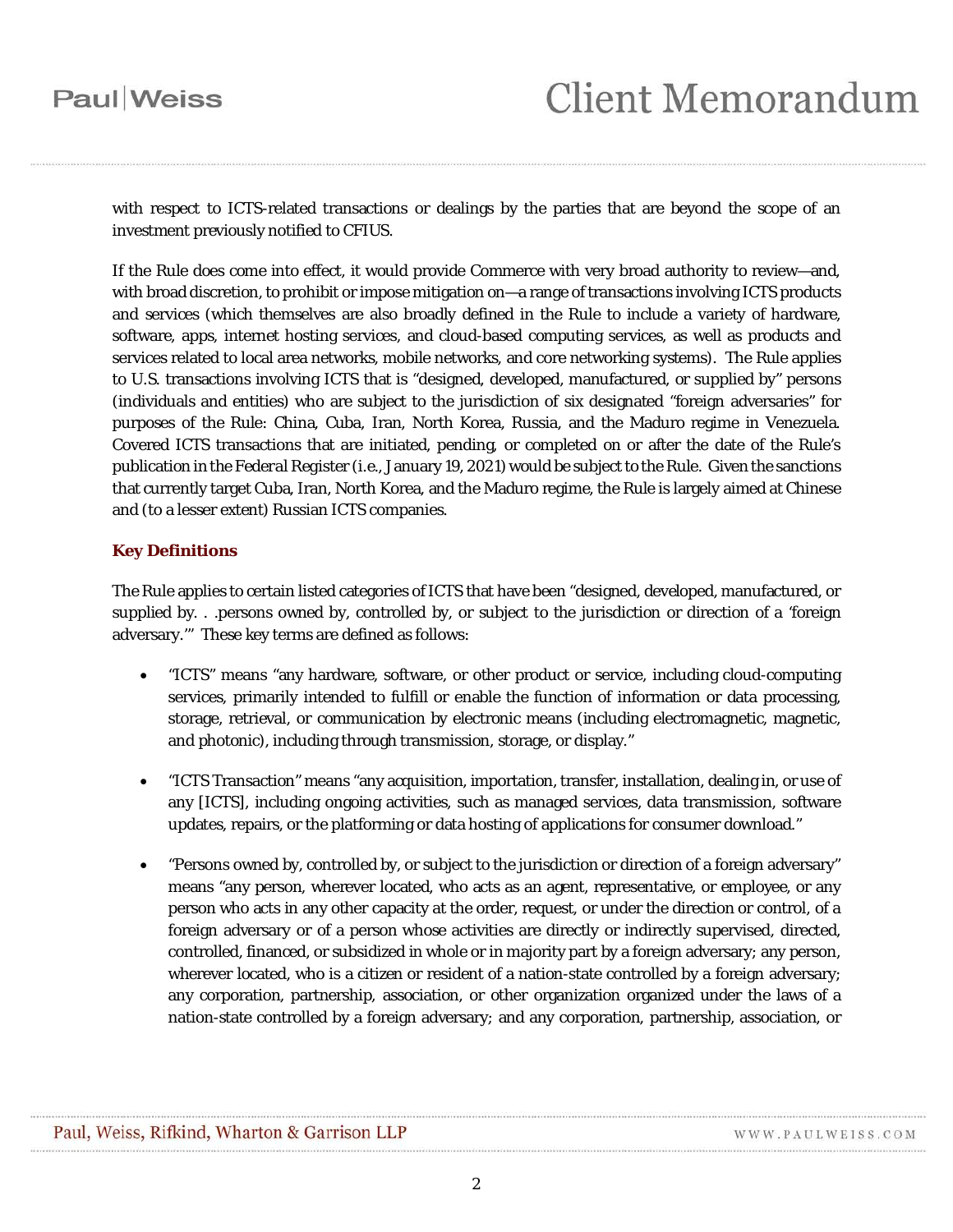with respect to ICTS-related transactions or dealings by the parties that are beyond the scope of an investment previously notified to CFIUS.

If the Rule does come into effect, it would provide Commerce with very broad authority to review—and, with broad discretion, to prohibit or impose mitigation on—a range of transactions involving ICTS products and services (which themselves are also broadly defined in the Rule to include a variety of hardware, software, apps, internet hosting services, and cloud-based computing services, as well as products and services related to local area networks, mobile networks, and core networking systems). The Rule applies to U.S. transactions involving ICTS that is "designed, developed, manufactured, or supplied by" persons (individuals and entities) who are subject to the jurisdiction of six designated "foreign adversaries" for purposes of the Rule: China, Cuba, Iran, North Korea, Russia, and the Maduro regime in Venezuela. Covered ICTS transactions that are initiated, pending, or completed on or after the date of the Rule's publication in the Federal Register (i.e., January 19, 2021) would be subject to the Rule. Given the sanctions that currently target Cuba, Iran, North Korea, and the Maduro regime, the Rule is largely aimed at Chinese and (to a lesser extent) Russian ICTS companies.

## Key Definitions

The Rule applies to certain listed categories of ICTS that have been "designed, developed, manufactured, or supplied by. . .persons owned by, controlled by, or subject to the jurisdiction or direction of a 'foreign adversary.'" These key terms are defined as follows:

- "ICTS" means "any hardware, software, or other product or service, including cloud-computing services, primarily intended to fulfill or enable the function of information or data processing, storage, retrieval, or communication by electronic means (including electromagnetic, magnetic, and photonic), including through transmission, storage, or display."
- "ICTS Transaction" means "any acquisition, importation, transfer, installation, dealing in, or use of any [ICTS], including ongoing activities, such as managed services, data transmission, software updates, repairs, or the platforming or data hosting of applications for consumer download."
- "Persons owned by, controlled by, or subject to the jurisdiction or direction of a foreign adversary" means "any person, wherever located, who acts as an agent, representative, or employee, or any person who acts in any other capacity at the order, request, or under the direction or control, of a foreign adversary or of a person whose activities are directly or indirectly supervised, directed, controlled, financed, or subsidized in whole or in majority part by a foreign adversary; any person, wherever located, who is a citizen or resident of a nation-state controlled by a foreign adversary; any corporation, partnership, association, or other organization organized under the laws of a nation-state controlled by a foreign adversary; and any corporation, partnership, association, or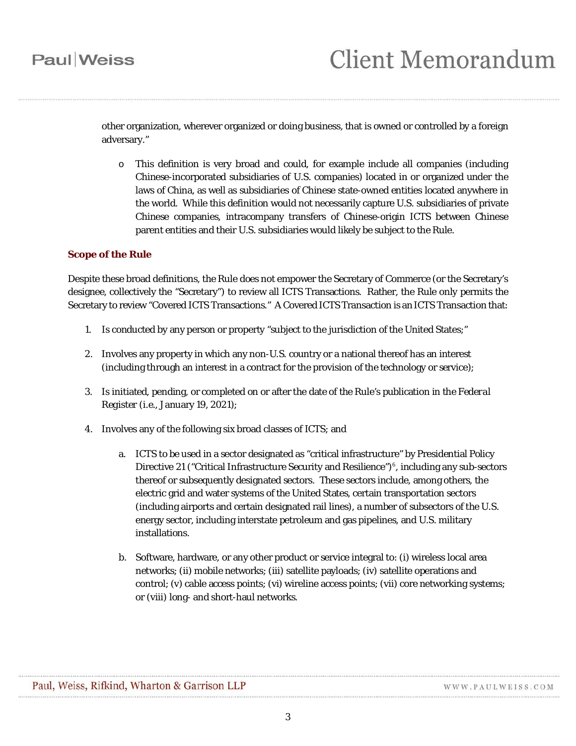other organization, wherever organized or doing business, that is owned or controlled by a foreign adversary."

- This definition is very broad and could, for example include all companies (including Chinese-incorporated subsidiaries of U.S. companies) located in or organized under the laws of China, as well as subsidiaries of Chinese state-owned entities located anywhere in the world. While this definition would not necessarily capture U.S. subsidiaries of private Chinese companies, intracompany transfers of Chinese-origin ICTS between Chinese parent entities and their U.S. subsidiaries would likely be subject to the Rule.

**Scope of the Rule**

Despite these broad definitions, the Rule does not empower the Secretary of Commerce (or the Secretary's designee, collectively the "Secretary") to review all ICTS Transactions. Rather, the Rule only permits the Secretary to review "Covered ICTS Transactions." A Covered ICTS Transaction is an ICTS Transaction that:

1. Is conducted by any person or property "subject to the jurisdiction of the United States;"

2. Involves any property in which any non-U.S. country or a national thereof has an interest (including through an interest in a contract for the provision of the technology or service);

3. Is initiated, pending, or completed on or after the date of the Rule's publication in the *Federal Register* (i.e., January 19, 2021);

4. Involves any of the following six broad classes of ICTS; and

   a. ICTS to be used in a sector designated as "critical infrastructure" by Presidential Policy Directive 21 ("Critical Infrastructure Security and Resilience")[6], including any sub-sectors thereof or subsequently designated sectors. These sectors include, among others, the electric grid and water systems of the United States, certain transportation sectors (including airports and certain designated rail lines), a number of subsectors of the U.S. energy sector, including interstate petroleum and gas pipelines, and U.S. military installations.

   b. Software, hardware, or any other product or service integral to: (i) wireless local area networks; (ii) mobile networks; (iii) satellite payloads; (iv) satellite operations and control; (v) cable access points; (vi) wireline access points; (vii) core networking systems; or (viii) long- and short-haul networks.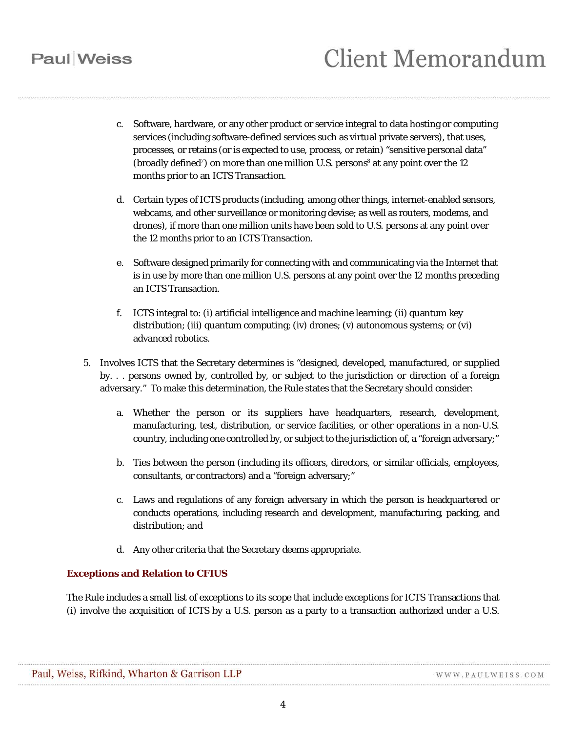c. Software, hardware, or any other product or service integral to data hosting or computing services (including software-defined services such as virtual private servers), that uses, processes, or retains (or is expected to use, process, or retain) "sensitive personal data" (broadly defined[7]) on more than one million U.S. persons[8] at any point over the 12 months prior to an ICTS Transaction.

d. Certain types of ICTS products (including, among other things, internet-enabled sensors, webcams, and other surveillance or monitoring devise; as well as routers, modems, and drones), if more than one million units have been sold to U.S. persons at any point over the 12 months prior to an ICTS Transaction.

e. Software designed primarily for connecting with and communicating via the Internet that is in use by more than one million U.S. persons at any point over the 12 months preceding an ICTS Transaction.

f. ICTS integral to: (i) artificial intelligence and machine learning; (ii) quantum key distribution; (iii) quantum computing; (iv) drones; (v) autonomous systems; or (vi) advanced robotics.

5. Involves ICTS that the Secretary determines is "designed, developed, manufactured, or supplied by. . . persons owned by, controlled by, or subject to the jurisdiction or direction of a foreign adversary." To make this determination, the Rule states that the Secretary should consider:

   a. Whether the person or its suppliers have headquarters, research, development, manufacturing, test, distribution, or service facilities, or other operations in a non-U.S. country, including one controlled by, or subject to the jurisdiction of, a "foreign adversary;"

   b. Ties between the person (including its officers, directors, or similar officials, employees, consultants, or contractors) and a "foreign adversary;"

   c. Laws and regulations of any foreign adversary in which the person is headquartered or conducts operations, including research and development, manufacturing, packing, and distribution; and

   d. Any other criteria that the Secretary deems appropriate.

**Exceptions and Relation to CFIUS**

The Rule includes a small list of exceptions to its scope that include exceptions for ICTS Transactions that (i) involve the acquisition of ICTS by a U.S. person as a party to a transaction authorized under a U.S.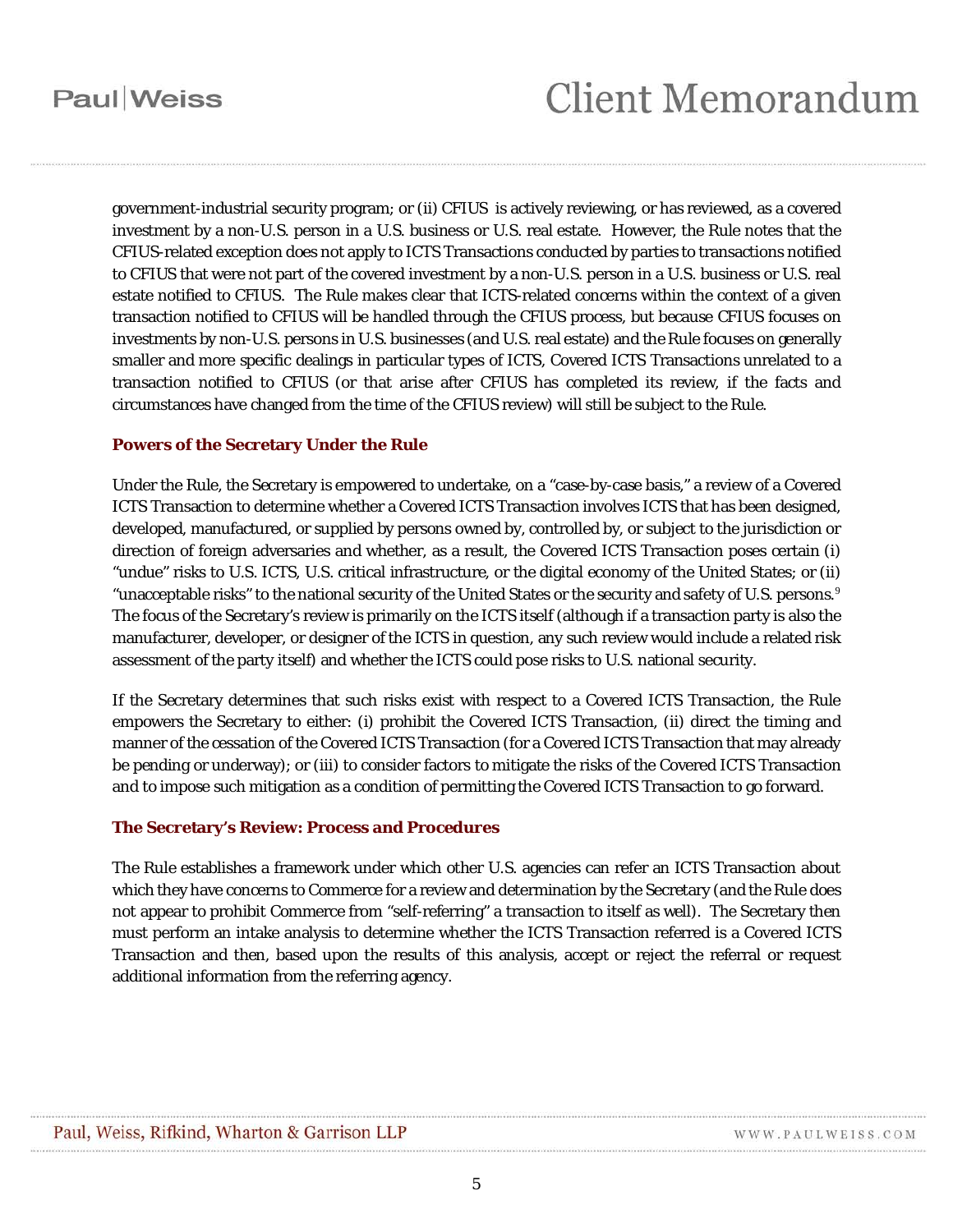government-industrial security program; or (ii) CFIUS is actively reviewing, or has reviewed, as a covered investment by a non-U.S. person in a U.S. business or U.S. real estate. However, the Rule notes that the CFIUS-related exception does not apply to ICTS Transactions conducted by parties to transactions notified to CFIUS that were not part of the covered investment by a non-U.S. person in a U.S. business or U.S. real estate notified to CFIUS. The Rule makes clear that ICTS-related concerns within the context of a given transaction notified to CFIUS will be handled through the CFIUS process, but because CFIUS focuses on investments by non-U.S. persons in U.S. businesses (and U.S. real estate) and the Rule focuses on generally smaller and more specific dealings in particular types of ICTS, Covered ICTS Transactions unrelated to a transaction notified to CFIUS (or that arise after CFIUS has completed its review, if the facts and circumstances have changed from the time of the CFIUS review) will still be subject to the Rule.

### Powers of the Secretary Under the Rule

Under the Rule, the Secretary is empowered to undertake, on a "case-by-case basis," a review of a Covered ICTS Transaction to determine whether a Covered ICTS Transaction involves ICTS that has been designed, developed, manufactured, or supplied by persons owned by, controlled by, or subject to the jurisdiction or direction of foreign adversaries and whether, as a result, the Covered ICTS Transaction poses certain (i) "undue" risks to U.S. ICTS, U.S. critical infrastructure, or the digital economy of the United States; or (ii) "unacceptable risks" to the national security of the United States or the security and safety of U.S. persons.[9] The focus of the Secretary's review is primarily on the ICTS itself (although if a transaction party is also the manufacturer, developer, or designer of the ICTS in question, any such review would include a related risk assessment of the party itself) and whether the ICTS could pose risks to U.S. national security.

If the Secretary determines that such risks exist with respect to a Covered ICTS Transaction, the Rule empowers the Secretary to either: (i) prohibit the Covered ICTS Transaction, (ii) direct the timing and manner of the cessation of the Covered ICTS Transaction (for a Covered ICTS Transaction that may already be pending or underway); or (iii) to consider factors to mitigate the risks of the Covered ICTS Transaction and to impose such mitigation as a condition of permitting the Covered ICTS Transaction to go forward.

### The Secretary's Review: Process and Procedures

The Rule establishes a framework under which other U.S. agencies can refer an ICTS Transaction about which they have concerns to Commerce for a review and determination by the Secretary (and the Rule does not appear to prohibit Commerce from "self-referring" a transaction to itself as well). The Secretary then must perform an intake analysis to determine whether the ICTS Transaction referred is a Covered ICTS Transaction and then, based upon the results of this analysis, accept or reject the referral or request additional information from the referring agency.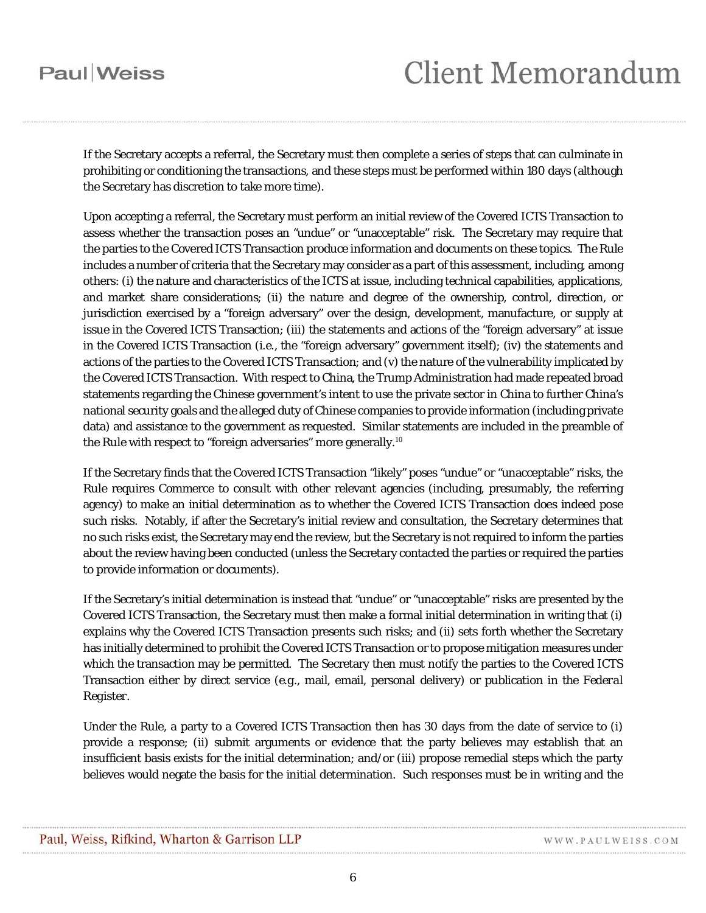If the Secretary accepts a referral, the Secretary must then complete a series of steps that can culminate in prohibiting or conditioning the transactions, and these steps must be performed within 180 days (although the Secretary has discretion to take more time).

Upon accepting a referral, the Secretary must perform an initial review of the Covered ICTS Transaction to assess whether the transaction poses an "undue" or "unacceptable" risk. The Secretary may require that the parties to the Covered ICTS Transaction produce information and documents on these topics. The Rule includes a number of criteria that the Secretary may consider as a part of this assessment, including, among others: (i) the nature and characteristics of the ICTS at issue, including technical capabilities, applications, and market share considerations; (ii) the nature and degree of the ownership, control, direction, or jurisdiction exercised by a "foreign adversary" over the design, development, manufacture, or supply at issue in the Covered ICTS Transaction; (iii) the statements and actions of the "foreign adversary" at issue in the Covered ICTS Transaction (i.e., the "foreign adversary" government itself); (iv) the statements and actions of the parties to the Covered ICTS Transaction; and (v) the nature of the vulnerability implicated by the Covered ICTS Transaction. With respect to China, the Trump Administration had made repeated broad statements regarding the Chinese government's intent to use the private sector in China to further China's national security goals and the alleged duty of Chinese companies to provide information (including private data) and assistance to the government as requested. Similar statements are included in the preamble of the Rule with respect to "foreign adversaries" more generally.[10]

If the Secretary finds that the Covered ICTS Transaction "likely" poses "undue" or "unacceptable" risks, the Rule requires Commerce to consult with other relevant agencies (including, presumably, the referring agency) to make an initial determination as to whether the Covered ICTS Transaction does indeed pose such risks. Notably, if after the Secretary's initial review and consultation, the Secretary determines that no such risks exist, the Secretary may end the review, but the Secretary is not required to inform the parties about the review having been conducted (unless the Secretary contacted the parties or required the parties to provide information or documents).

If the Secretary's initial determination is instead that "undue" or "unacceptable" risks are presented by the Covered ICTS Transaction, the Secretary must then make a formal initial determination in writing that (i) explains why the Covered ICTS Transaction presents such risks; and (ii) sets forth whether the Secretary has initially determined to prohibit the Covered ICTS Transaction or to propose mitigation measures under which the transaction may be permitted. The Secretary then must notify the parties to the Covered ICTS Transaction either by direct service (e.g., mail, email, personal delivery) or publication in the *Federal Register*.

Under the Rule, a party to a Covered ICTS Transaction then has 30 days from the date of service to (i) provide a response; (ii) submit arguments or evidence that the party believes may establish that an insufficient basis exists for the initial determination; and/or (iii) propose remedial steps which the party believes would negate the basis for the initial determination. Such responses must be in writing and the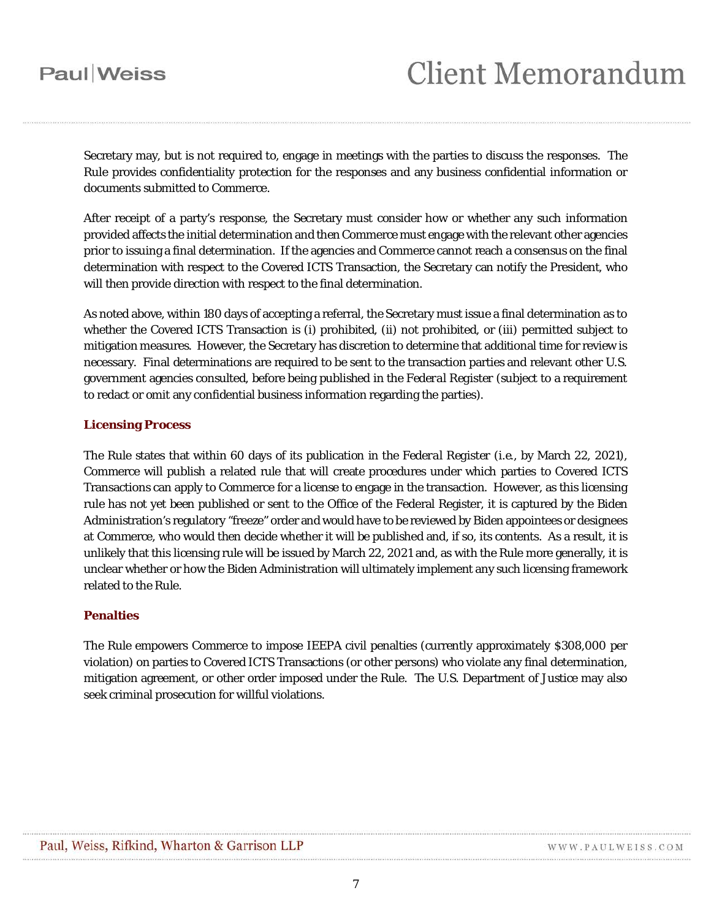Secretary may, but is not required to, engage in meetings with the parties to discuss the responses. The Rule provides confidentiality protection for the responses and any business confidential information or documents submitted to Commerce.

After receipt of a party's response, the Secretary must consider how or whether any such information provided affects the initial determination and then Commerce must engage with the relevant other agencies prior to issuing a final determination. If the agencies and Commerce cannot reach a consensus on the final determination with respect to the Covered ICTS Transaction, the Secretary can notify the President, who will then provide direction with respect to the final determination.

As noted above, within 180 days of accepting a referral, the Secretary must issue a final determination as to whether the Covered ICTS Transaction is (i) prohibited, (ii) not prohibited, or (iii) permitted subject to mitigation measures. However, the Secretary has discretion to determine that additional time for review is necessary. Final determinations are required to be sent to the transaction parties and relevant other U.S. government agencies consulted, before being published in the *Federal Register* (subject to a requirement to redact or omit any confidential business information regarding the parties).

### Licensing Process

The Rule states that within 60 days of its publication in the *Federal Register* (*i.e.*, by March 22, 2021), Commerce will publish a related rule that will create procedures under which parties to Covered ICTS Transactions can apply to Commerce for a license to engage in the transaction. However, as this licensing rule has not yet been published or sent to the Office of the Federal Register, it is captured by the Biden Administration's regulatory "freeze" order and would have to be reviewed by Biden appointees or designees at Commerce, who would then decide whether it will be published and, if so, its contents. As a result, it is unlikely that this licensing rule will be issued by March 22, 2021 and, as with the Rule more generally, it is unclear whether or how the Biden Administration will ultimately implement any such licensing framework related to the Rule.

### Penalties

The Rule empowers Commerce to impose IEEPA civil penalties (currently approximately $308,000 per violation) on parties to Covered ICTS Transactions (or other persons) who violate any final determination, mitigation agreement, or other order imposed under the Rule. The U.S. Department of Justice may also seek criminal prosecution for willful violations.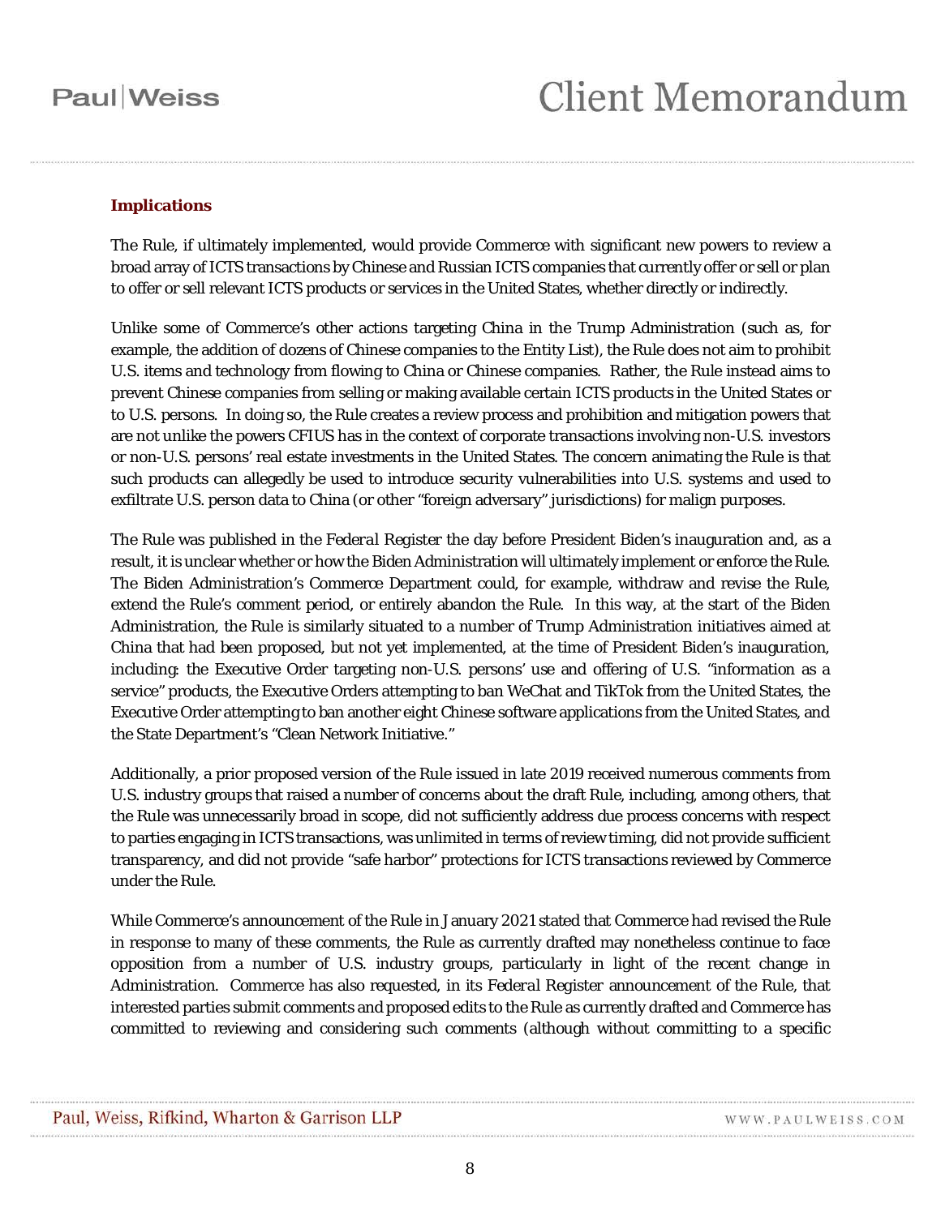### Implications

The Rule, if ultimately implemented, would provide Commerce with significant new powers to review a broad array of ICTS transactions by Chinese and Russian ICTS companies that currently offer or sell or plan to offer or sell relevant ICTS products or services in the United States, whether directly or indirectly.

Unlike some of Commerce's other actions targeting China in the Trump Administration (such as, for example, the addition of dozens of Chinese companies to the Entity List), the Rule does not aim to prohibit U.S. items and technology from flowing to China or Chinese companies. Rather, the Rule instead aims to prevent Chinese companies from selling or making available certain ICTS products in the United States or to U.S. persons. In doing so, the Rule creates a review process and prohibition and mitigation powers that are not unlike the powers CFIUS has in the context of corporate transactions involving non-U.S. investors or non-U.S. persons' real estate investments in the United States. The concern animating the Rule is that such products can allegedly be used to introduce security vulnerabilities into U.S. systems and used to exfiltrate U.S. person data to China (or other "foreign adversary" jurisdictions) for malign purposes.

The Rule was published in the *Federal Register* the day before President Biden's inauguration and, as a result, it is unclear whether or how the Biden Administration will ultimately implement or enforce the Rule. The Biden Administration's Commerce Department could, for example, withdraw and revise the Rule, extend the Rule's comment period, or entirely abandon the Rule. In this way, at the start of the Biden Administration, the Rule is similarly situated to a number of Trump Administration initiatives aimed at China that had been proposed, but not yet implemented, at the time of President Biden's inauguration, including: the Executive Order targeting non-U.S. persons' use and offering of U.S. "information as a service" products, the Executive Orders attempting to ban WeChat and TikTok from the United States, the Executive Order attempting to ban another eight Chinese software applications from the United States, and the State Department's "Clean Network Initiative."

Additionally, a prior proposed version of the Rule issued in late 2019 received numerous comments from U.S. industry groups that raised a number of concerns about the draft Rule, including, among others, that the Rule was unnecessarily broad in scope, did not sufficiently address due process concerns with respect to parties engaging in ICTS transactions, was unlimited in terms of review timing, did not provide sufficient transparency, and did not provide "safe harbor" protections for ICTS transactions reviewed by Commerce under the Rule.

While Commerce's announcement of the Rule in January 2021 stated that Commerce had revised the Rule in response to many of these comments, the Rule as currently drafted may nonetheless continue to face opposition from a number of U.S. industry groups, particularly in light of the recent change in Administration. Commerce has also requested, in its *Federal Register* announcement of the Rule, that interested parties submit comments and proposed edits to the Rule as currently drafted and Commerce has committed to reviewing and considering such comments (although without committing to a specific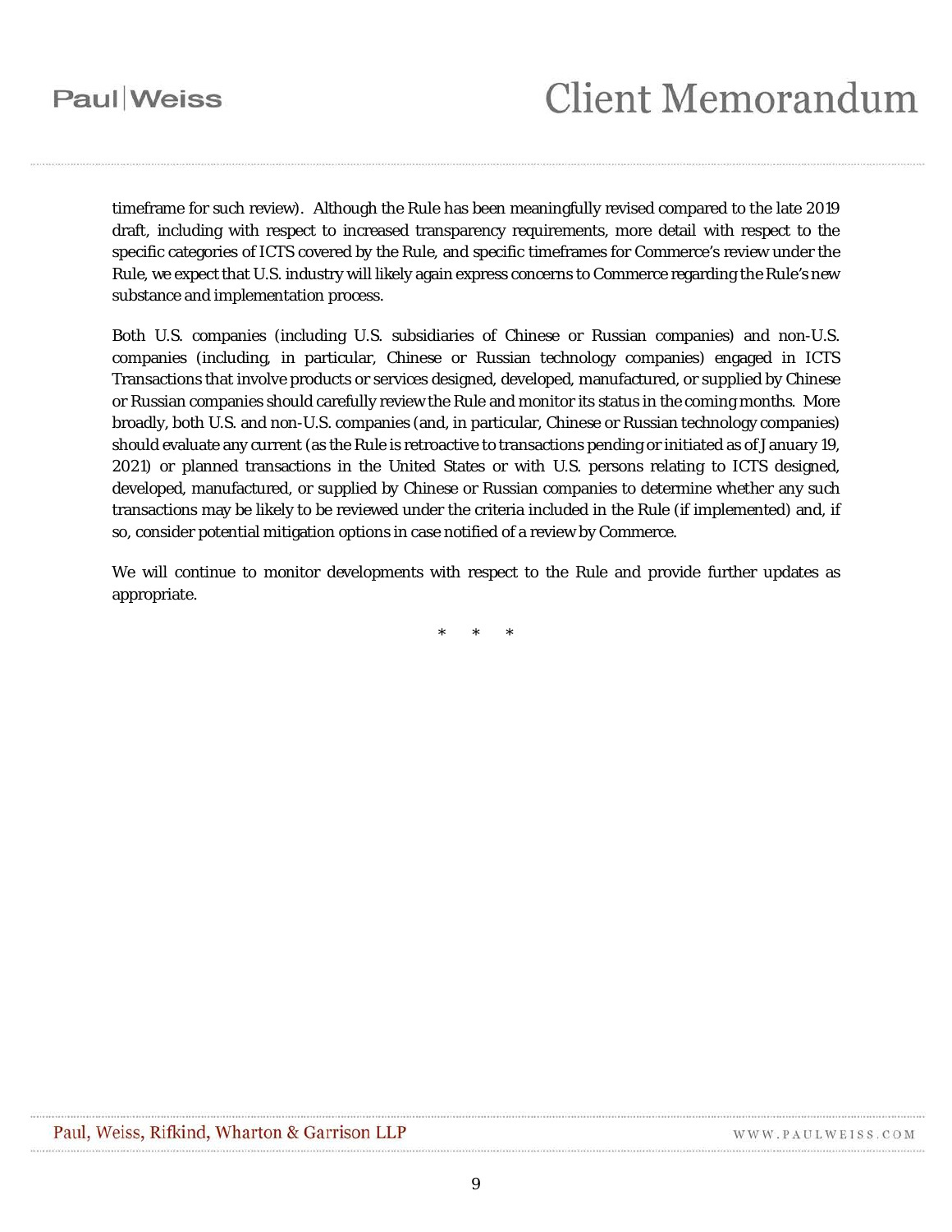timeframe for such review). Although the Rule has been meaningfully revised compared to the late 2019 draft, including with respect to increased transparency requirements, more detail with respect to the specific categories of ICTS covered by the Rule, and specific timeframes for Commerce's review under the Rule, we expect that U.S. industry will likely again express concerns to Commerce regarding the Rule's new substance and implementation process.

Both U.S. companies (including U.S. subsidiaries of Chinese or Russian companies) and non-U.S. companies (including, in particular, Chinese or Russian technology companies) engaged in ICTS Transactions that involve products or services designed, developed, manufactured, or supplied by Chinese or Russian companies should carefully review the Rule and monitor its status in the coming months. More broadly, both U.S. and non-U.S. companies (and, in particular, Chinese or Russian technology companies) should evaluate any current (as the Rule is retroactive to transactions pending or initiated as of January 19, 2021) or planned transactions in the United States or with U.S. persons relating to ICTS designed, developed, manufactured, or supplied by Chinese or Russian companies to determine whether any such transactions may be likely to be reviewed under the criteria included in the Rule (if implemented) and, if so, consider potential mitigation options in case notified of a review by Commerce.

We will continue to monitor developments with respect to the Rule and provide further updates as appropriate.

\*   \*   \*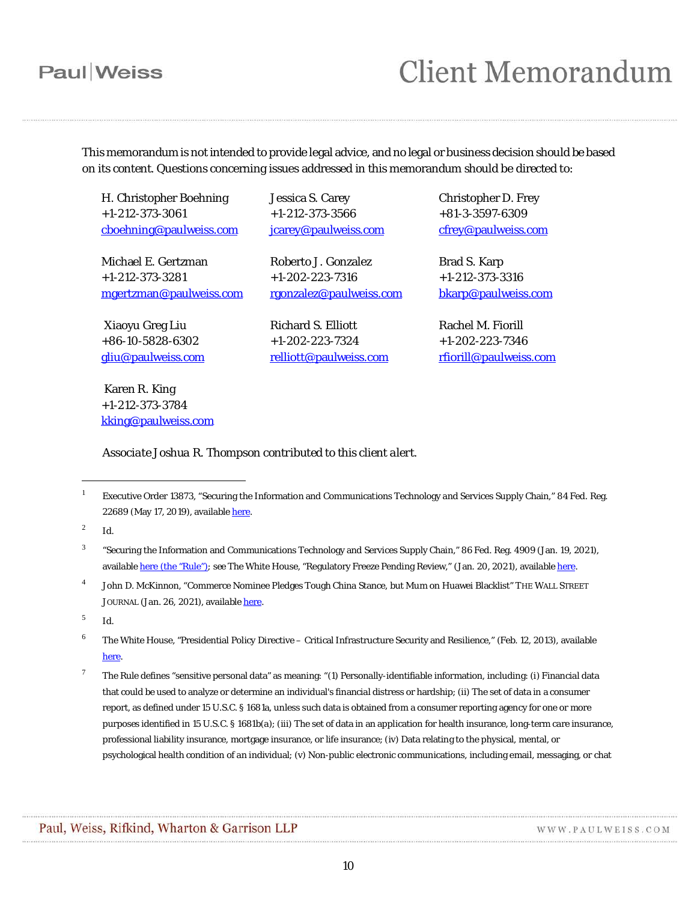This memorandum is not intended to provide legal advice, and no legal or business decision should be based on its content. Questions concerning issues addressed in this memorandum should be directed to:

| | | |
|---|---|---|
| H. Christopher Boehning<br>+1-212-373-3061<br>[cboehning@paulweiss.com](mailto:cboehning@paulweiss.com) | Jessica S. Carey<br>+1-212-373-3566<br>[jcarey@paulweiss.com](mailto:jcarey@paulweiss.com) | Christopher D. Frey<br>+81-3-3597-6309<br>[cfrey@paulweiss.com](mailto:cfrey@paulweiss.com) |
| Michael E. Gertzman<br>+1-212-373-3281<br>[mgertzman@paulweiss.com](mailto:mgertzman@paulweiss.com) | Roberto J. Gonzalez<br>+1-202-223-7316<br>[rgonzalez@paulweiss.com](mailto:rgonzalez@paulweiss.com) | Brad S. Karp<br>+1-212-373-3316<br>[bkarp@paulweiss.com](mailto:bkarp@paulweiss.com) |
| Xiaoyu Greg Liu<br>+86-10-5828-6302<br>[gliu@paulweiss.com](mailto:gliu@paulweiss.com) | Richard S. Elliott<br>+1-202-223-7324<br>[relliott@paulweiss.com](mailto:relliott@paulweiss.com) | Rachel M. Fiorill<br>+1-202-223-7346<br>[rfiorill@paulweiss.com](mailto:rfiorill@paulweiss.com) |
| Karen R. King<br>+1-212-373-3784<br>[kking@paulweiss.com](mailto:kking@paulweiss.com) | | |

*Associate Joshua R. Thompson contributed to this client alert.*

---

[1] Executive Order 13873, "Securing the Information and Communications Technology and Services Supply Chain," 84 Fed. Reg. 22689 (May 17, 2019), available here.

[2] Id.

[3] "Securing the Information and Communications Technology and Services Supply Chain," 86 Fed. Reg. 4909 (Jan. 19, 2021), available here (the "Rule"); see The White House, "Regulatory Freeze Pending Review," (Jan. 20, 2021), available here.

[4] John D. McKinnon, "Commerce Nominee Pledges Tough China Stance, but Mum on Huawei Blacklist" THE WALL STREET JOURNAL (Jan. 26, 2021), available here.

[5] Id.

[6] The White House, "Presidential Policy Directive – Critical Infrastructure Security and Resilience," (Feb. 12, 2013), available here.

[7] The Rule defines "sensitive personal data" as meaning: "(1) Personally-identifiable information, including: (i) Financial data that could be used to analyze or determine an individual's financial distress or hardship; (ii) The set of data in a consumer report, as defined under 15 U.S.C. § 1681a, unless such data is obtained from a consumer reporting agency for one or more purposes identified in 15 U.S.C. § 1681b(a); (iii) The set of data in an application for health insurance, long-term care insurance, professional liability insurance, mortgage insurance, or life insurance; (iv) Data relating to the physical, mental, or psychological health condition of an individual; (v) Non-public electronic communications, including email, messaging, or chat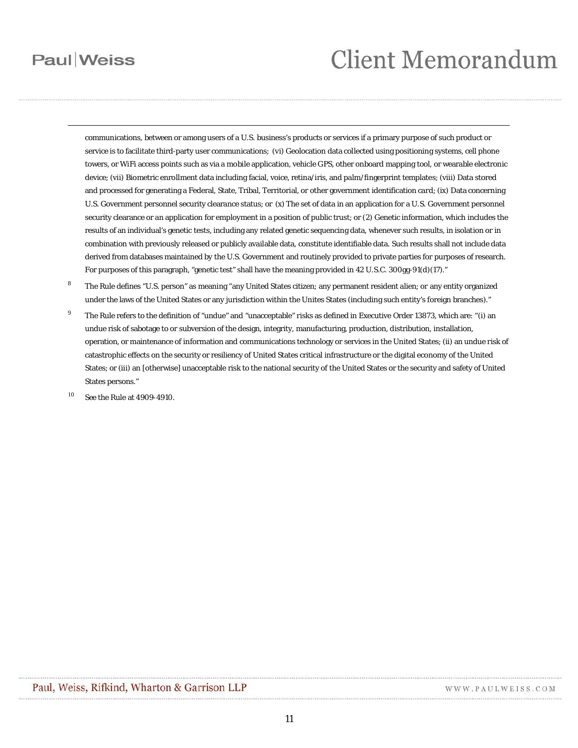communications, between or among users of a U.S. business's products or services if a primary purpose of such product or service is to facilitate third-party user communications; (vi) Geolocation data collected using positioning systems, cell phone towers, or WiFi access points such as via a mobile application, vehicle GPS, other onboard mapping tool, or wearable electronic device; (vii) Biometric enrollment data including facial, voice, retina/iris, and palm/fingerprint templates; (viii) Data stored and processed for generating a Federal, State, Tribal, Territorial, or other government identification card; (ix) Data concerning U.S. Government personnel security clearance status; or (x) The set of data in an application for a U.S. Government personnel security clearance or an application for employment in a position of public trust; or (2) Genetic information, which includes the results of an individual's genetic tests, including any related genetic sequencing data, whenever such results, in isolation or in combination with previously released or publicly available data, constitute identifiable data. Such results shall not include data derived from databases maintained by the U.S. Government and routinely provided to private parties for purposes of research. For purposes of this paragraph, "genetic test" shall have the meaning provided in 42 U.S.C. 300gg-91(d)(17)."

[8] The Rule defines "U.S. person" as meaning "any United States citizen; any permanent resident alien; or any entity organized under the laws of the United States or any jurisdiction within the Unites States (including such entity's foreign branches)."

[9] The Rule refers to the definition of "undue" and "unacceptable" risks as defined in Executive Order 13873, which are: "(i) an undue risk of sabotage to or subversion of the design, integrity, manufacturing, production, distribution, installation, operation, or maintenance of information and communications technology or services in the United States; (ii) an undue risk of catastrophic effects on the security or resiliency of United States critical infrastructure or the digital economy of the United States; or (iii) an [otherwise] unacceptable risk to the national security of the United States or the security and safety of United States persons."

[10] See the Rule at 4909-4910.